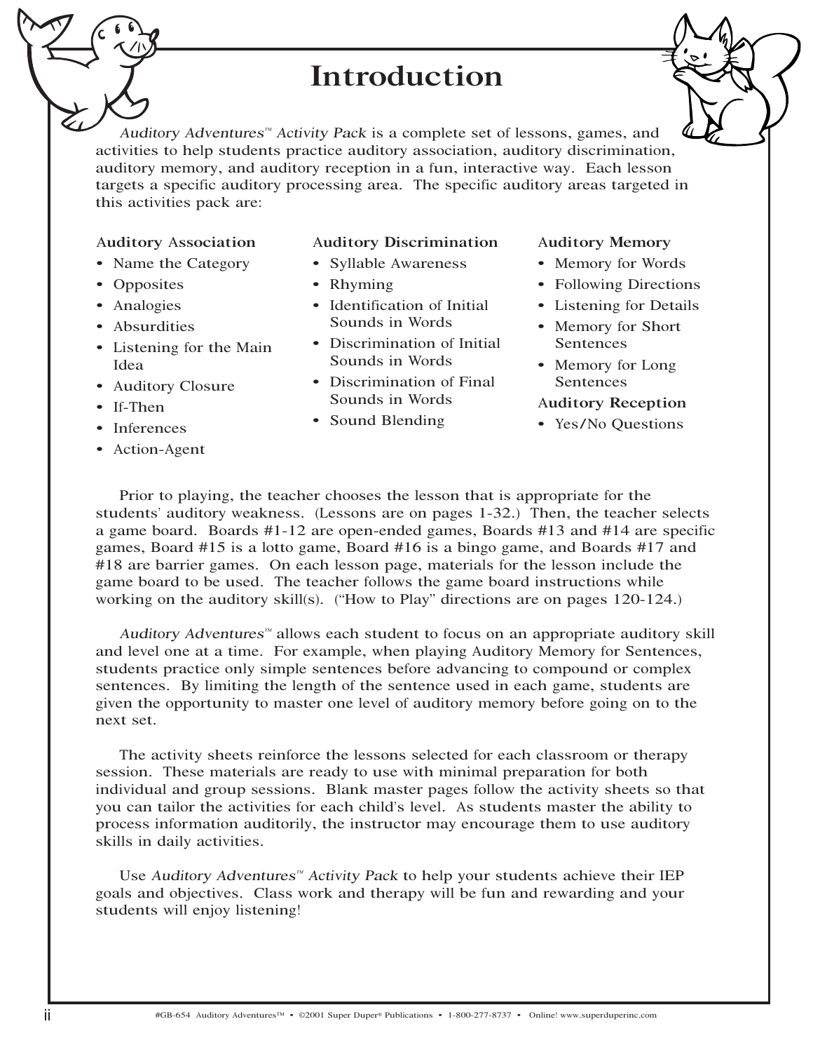# Introduction

*Auditory Adventures™ Activity Pack* is a complete set of lessons, games, and activities to help students practice auditory association, auditory discrimination, auditory memory, and auditory reception in a fun, interactive way. Each lesson targets a specific auditory processing area. The specific auditory areas targeted in this activities pack are:

**Auditory Association**
- Name the Category
- Opposites
- Analogies
- Absurdities
- Listening for the Main Idea
- Auditory Closure
- If-Then
- Inferences
- Action-Agent

**Auditory Discrimination**
- Syllable Awareness
- Rhyming
- Identification of Initial Sounds in Words
- Discrimination of Initial Sounds in Words
- Discrimination of Final Sounds in Words
- Sound Blending

**Auditory Memory**
- Memory for Words
- Following Directions
- Listening for Details
- Memory for Short Sentences
- Memory for Long Sentences

**Auditory Reception**
- Yes/No Questions

Prior to playing, the teacher chooses the lesson that is appropriate for the students' auditory weakness. (Lessons are on pages 1-32.) Then, the teacher selects a game board. Boards #1-12 are open-ended games, Boards #13 and #14 are specific games, Board #15 is a lotto game, Board #16 is a bingo game, and Boards #17 and #18 are barrier games. On each lesson page, materials for the lesson include the game board to be used. The teacher follows the game board instructions while working on the auditory skill(s). ("How to Play" directions are on pages 120-124.)

*Auditory Adventures™* allows each student to focus on an appropriate auditory skill and level one at a time. For example, when playing Auditory Memory for Sentences, students practice only simple sentences before advancing to compound or complex sentences. By limiting the length of the sentence used in each game, students are given the opportunity to master one level of auditory memory before going on to the next set.

The activity sheets reinforce the lessons selected for each classroom or therapy session. These materials are ready to use with minimal preparation for both individual and group sessions. Blank master pages follow the activity sheets so that you can tailor the activities for each child's level. As students master the ability to process information auditorily, the instructor may encourage them to use auditory skills in daily activities.

Use *Auditory Adventures™ Activity Pack* to help your students achieve their IEP goals and objectives. Class work and therapy will be fun and rewarding and your students will enjoy listening!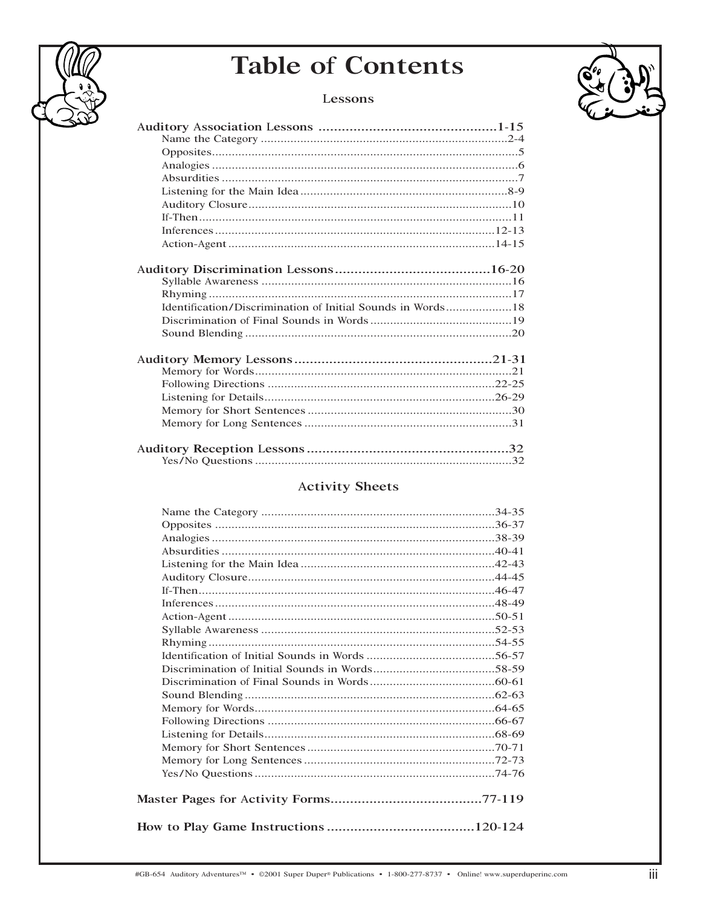# Table of Contents

## Lessons

**Auditory Association Lessons ..............................................1-15**

- Name the Category ..........................................................................2-4
- Opposites............................................................................................5
- Analogies ............................................................................................6
- Absurdities .........................................................................................7
- Listening for the Main Idea ..............................................................8-9
- Auditory Closure...............................................................................10
- If-Then.............................................................................................11
- Inferences ....................................................................................12-13
- Action-Agent ................................................................................14-15

**Auditory Discrimination Lessons.........................................16-20**

- Syllable Awareness ..........................................................................16
- Rhyming ...........................................................................................17
- Identification/Discrimination of Initial Sounds in Words....................18
- Discrimination of Final Sounds in Words ..........................................19
- Sound Blending ................................................................................20

**Auditory Memory Lessons...................................................21-31**

- Memory for Words............................................................................21
- Following Directions ....................................................................22-25
- Listening for Details......................................................................26-29
- Memory for Short Sentences .............................................................30
- Memory for Long Sentences ..............................................................31

**Auditory Reception Lessons ....................................................32**

- Yes/No Questions ............................................................................32

## Activity Sheets

- Name the Category ......................................................................34-35
- Opposites ....................................................................................36-37
- Analogies .....................................................................................38-39
- Absurdities ..................................................................................40-41
- Listening for the Main Idea ...........................................................42-43
- Auditory Closure..........................................................................44-45
- If-Then.........................................................................................46-47
- Inferences ....................................................................................48-49
- Action-Agent ................................................................................50-51
- Syllable Awareness ......................................................................52-53
- Rhyming ......................................................................................54-55
- Identification of Initial Sounds in Words .......................................56-57
- Discrimination of Initial Sounds in Words.....................................58-59
- Discrimination of Final Sounds in Words......................................60-61
- Sound Blending ...........................................................................62-63
- Memory for Words........................................................................64-65
- Following Directions ....................................................................66-67
- Listening for Details.....................................................................68-69
- Memory for Short Sentences ........................................................70-71
- Memory for Long Sentences .........................................................72-73
- Yes/No Questions ........................................................................74-76

**Master Pages for Activity Forms.......................................77-119**

**How to Play Game Instructions .....................................120-124**

#GB-654 Auditory Adventures™ • ©2001 Super Duper® Publications • 1-800-277-8737 • Online! www.superduperinc.com